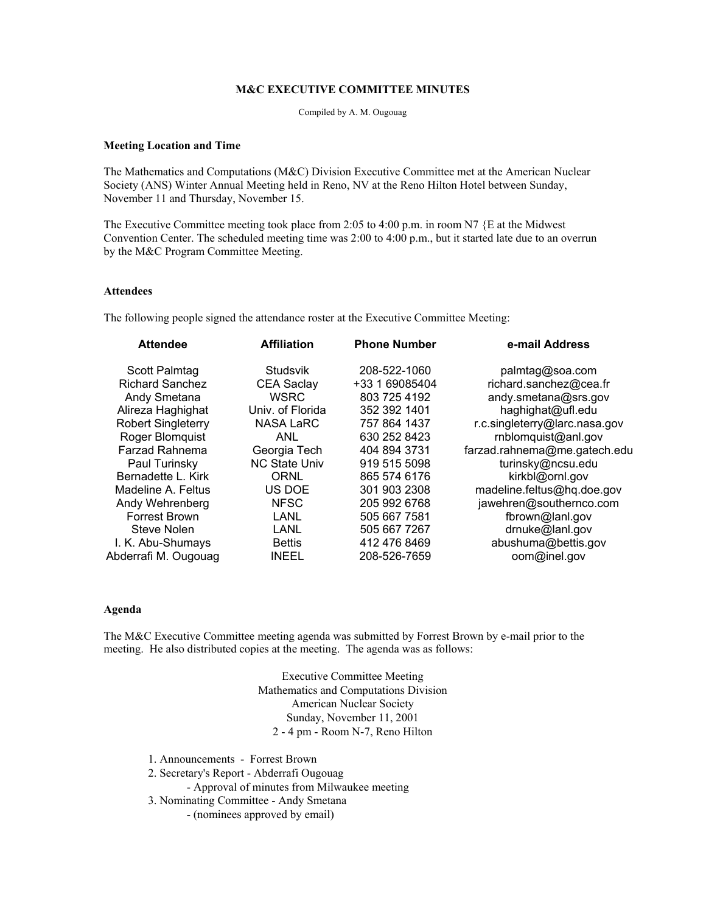**M&C EXECUTIVE COMMITTEE MINUTES**

Compiled by A. M. Ougouag

**Meeting Location and Time**

The Mathematics and Computations (M&C) Division Executive Committee met at the American Nuclear Society (ANS) Winter Annual Meeting held in Reno, NV at the Reno Hilton Hotel between Sunday, November 11 and Thursday, November 15.

The Executive Committee meeting took place from 2:05 to 4:00 p.m. in room N7 {E at the Midwest Convention Center. The scheduled meeting time was 2:00 to 4:00 p.m., but it started late due to an overrun by the M&C Program Committee Meeting.

**Attendees**

The following people signed the attendance roster at the Executive Committee Meeting:

| Attendee | Affiliation | Phone Number | e-mail Address |
|---|---|---|---|
| Scott Palmtag | Studsvik | 208-522-1060 | palmtag@soa.com |
| Richard Sanchez | CEA Saclay | +33 1 69085404 | richard.sanchez@cea.fr |
| Andy Smetana | WSRC | 803 725 4192 | andy.smetana@srs.gov |
| Alireza Haghighat | Univ. of Florida | 352 392 1401 | haghighat@ufl.edu |
| Robert Singleterry | NASA LaRC | 757 864 1437 | r.c.singleterry@larc.nasa.gov |
| Roger Blomquist | ANL | 630 252 8423 | rnblomquist@anl.gov |
| Farzad Rahnema | Georgia Tech | 404 894 3731 | farzad.rahnema@me.gatech.edu |
| Paul Turinsky | NC State Univ | 919 515 5098 | turinsky@ncsu.edu |
| Bernadette L. Kirk | ORNL | 865 574 6176 | kirkbl@ornl.gov |
| Madeline A. Feltus | US DOE | 301 903 2308 | madeline.feltus@hq.doe.gov |
| Andy Wehrenberg | NFSC | 205 992 6768 | jawehren@southernco.com |
| Forrest Brown | LANL | 505 667 7581 | fbrown@lanl.gov |
| Steve Nolen | LANL | 505 667 7267 | drnuke@lanl.gov |
| I. K. Abu-Shumays | Bettis | 412 476 8469 | abushuma@bettis.gov |
| Abderrafi M. Ougouag | INEEL | 208-526-7659 | oom@inel.gov |

**Agenda**

The M&C Executive Committee meeting agenda was submitted by Forrest Brown by e-mail prior to the meeting. He also distributed copies at the meeting. The agenda was as follows:

Executive Committee Meeting
Mathematics and Computations Division
American Nuclear Society
Sunday, November 11, 2001
2 - 4 pm - Room N-7, Reno Hilton

1. Announcements - Forrest Brown
2. Secretary's Report - Abderrafi Ougouag
   - Approval of minutes from Milwaukee meeting
3. Nominating Committee - Andy Smetana
   - (nominees approved by email)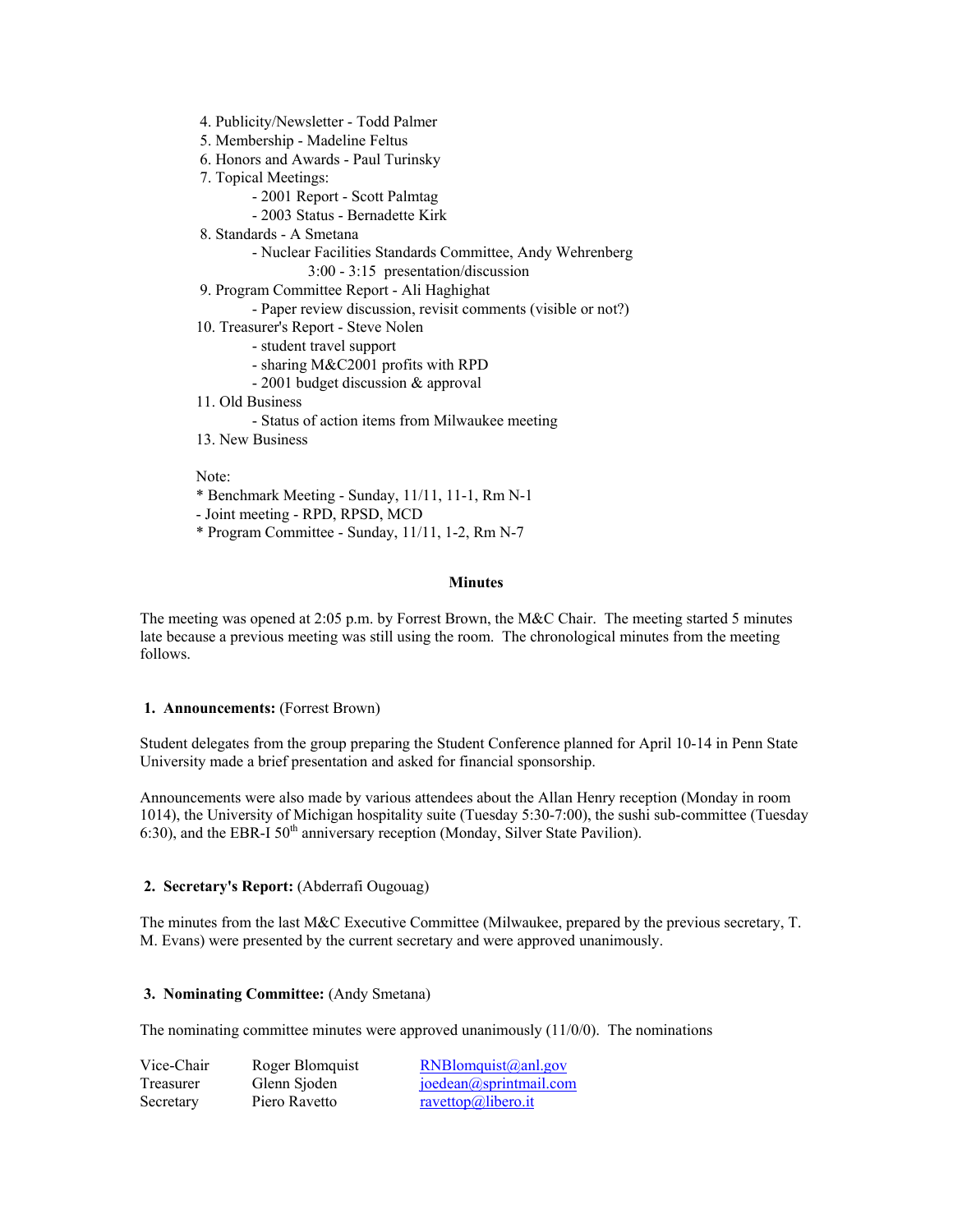4. Publicity/Newsletter - Todd Palmer
5. Membership - Madeline Feltus
6. Honors and Awards - Paul Turinsky
7. Topical Meetings:
    - 2001 Report - Scott Palmtag
    - 2003 Status - Bernadette Kirk
8. Standards - A Smetana
    - Nuclear Facilities Standards Committee, Andy Wehrenberg
        3:00 - 3:15 presentation/discussion
9. Program Committee Report - Ali Haghighat
    - Paper review discussion, revisit comments (visible or not?)
10. Treasurer's Report - Steve Nolen
    - student travel support
    - sharing M&C2001 profits with RPD
    - 2001 budget discussion & approval
11. Old Business
    - Status of action items from Milwaukee meeting
13. New Business

Note:
* Benchmark Meeting - Sunday, 11/11, 11-1, Rm N-1
- Joint meeting - RPD, RPSD, MCD
* Program Committee - Sunday, 11/11, 1-2, Rm N-7

## Minutes

The meeting was opened at 2:05 p.m. by Forrest Brown, the M&C Chair. The meeting started 5 minutes late because a previous meeting was still using the room. The chronological minutes from the meeting follows.

### 1. Announcements: (Forrest Brown)

Student delegates from the group preparing the Student Conference planned for April 10-14 in Penn State University made a brief presentation and asked for financial sponsorship.

Announcements were also made by various attendees about the Allan Henry reception (Monday in room 1014), the University of Michigan hospitality suite (Tuesday 5:30-7:00), the sushi sub-committee (Tuesday 6:30), and the EBR-I 50th anniversary reception (Monday, Silver State Pavilion).

### 2. Secretary's Report: (Abderrafi Ougouag)

The minutes from the last M&C Executive Committee (Milwaukee, prepared by the previous secretary, T. M. Evans) were presented by the current secretary and were approved unanimously.

### 3. Nominating Committee: (Andy Smetana)

The nominating committee minutes were approved unanimously (11/0/0). The nominations

| | | |
|---|---|---|
| Vice-Chair | Roger Blomquist | RNBlomquist@anl.gov |
| Treasurer | Glenn Sjoden | joedean@sprintmail.com |
| Secretary | Piero Ravetto | ravettop@libero.it |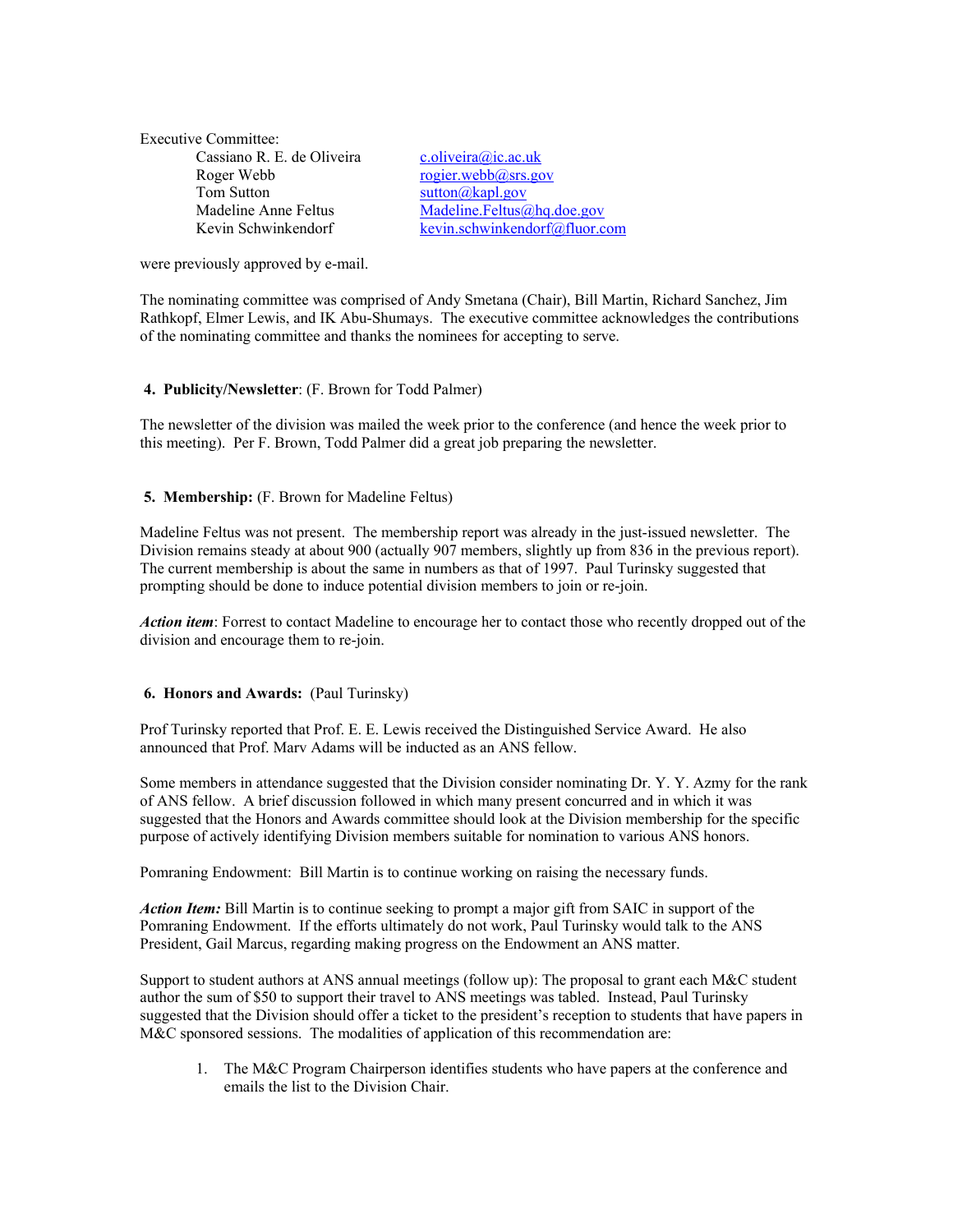Executive Committee:

| | |
|---|---|
| Cassiano R. E. de Oliveira | c.oliveira@ic.ac.uk |
| Roger Webb | rogier.webb@srs.gov |
| Tom Sutton | sutton@kapl.gov |
| Madeline Anne Feltus | Madeline.Feltus@hq.doe.gov |
| Kevin Schwinkendorf | kevin.schwinkendorf@fluor.com |

were previously approved by e-mail.

The nominating committee was comprised of Andy Smetana (Chair), Bill Martin, Richard Sanchez, Jim Rathkopf, Elmer Lewis, and IK Abu-Shumays. The executive committee acknowledges the contributions of the nominating committee and thanks the nominees for accepting to serve.

**4. Publicity/Newsletter**: (F. Brown for Todd Palmer)

The newsletter of the division was mailed the week prior to the conference (and hence the week prior to this meeting). Per F. Brown, Todd Palmer did a great job preparing the newsletter.

**5. Membership:** (F. Brown for Madeline Feltus)

Madeline Feltus was not present. The membership report was already in the just-issued newsletter. The Division remains steady at about 900 (actually 907 members, slightly up from 836 in the previous report). The current membership is about the same in numbers as that of 1997. Paul Turinsky suggested that prompting should be done to induce potential division members to join or re-join.

***Action item***: Forrest to contact Madeline to encourage her to contact those who recently dropped out of the division and encourage them to re-join.

**6. Honors and Awards:** (Paul Turinsky)

Prof Turinsky reported that Prof. E. E. Lewis received the Distinguished Service Award. He also announced that Prof. Marv Adams will be inducted as an ANS fellow.

Some members in attendance suggested that the Division consider nominating Dr. Y. Y. Azmy for the rank of ANS fellow. A brief discussion followed in which many present concurred and in which it was suggested that the Honors and Awards committee should look at the Division membership for the specific purpose of actively identifying Division members suitable for nomination to various ANS honors.

Pomraning Endowment: Bill Martin is to continue working on raising the necessary funds.

***Action Item:*** Bill Martin is to continue seeking to prompt a major gift from SAIC in support of the Pomraning Endowment. If the efforts ultimately do not work, Paul Turinsky would talk to the ANS President, Gail Marcus, regarding making progress on the Endowment an ANS matter.

Support to student authors at ANS annual meetings (follow up): The proposal to grant each M&C student author the sum of $50 to support their travel to ANS meetings was tabled. Instead, Paul Turinsky suggested that the Division should offer a ticket to the president's reception to students that have papers in M&C sponsored sessions. The modalities of application of this recommendation are:

1. The M&C Program Chairperson identifies students who have papers at the conference and emails the list to the Division Chair.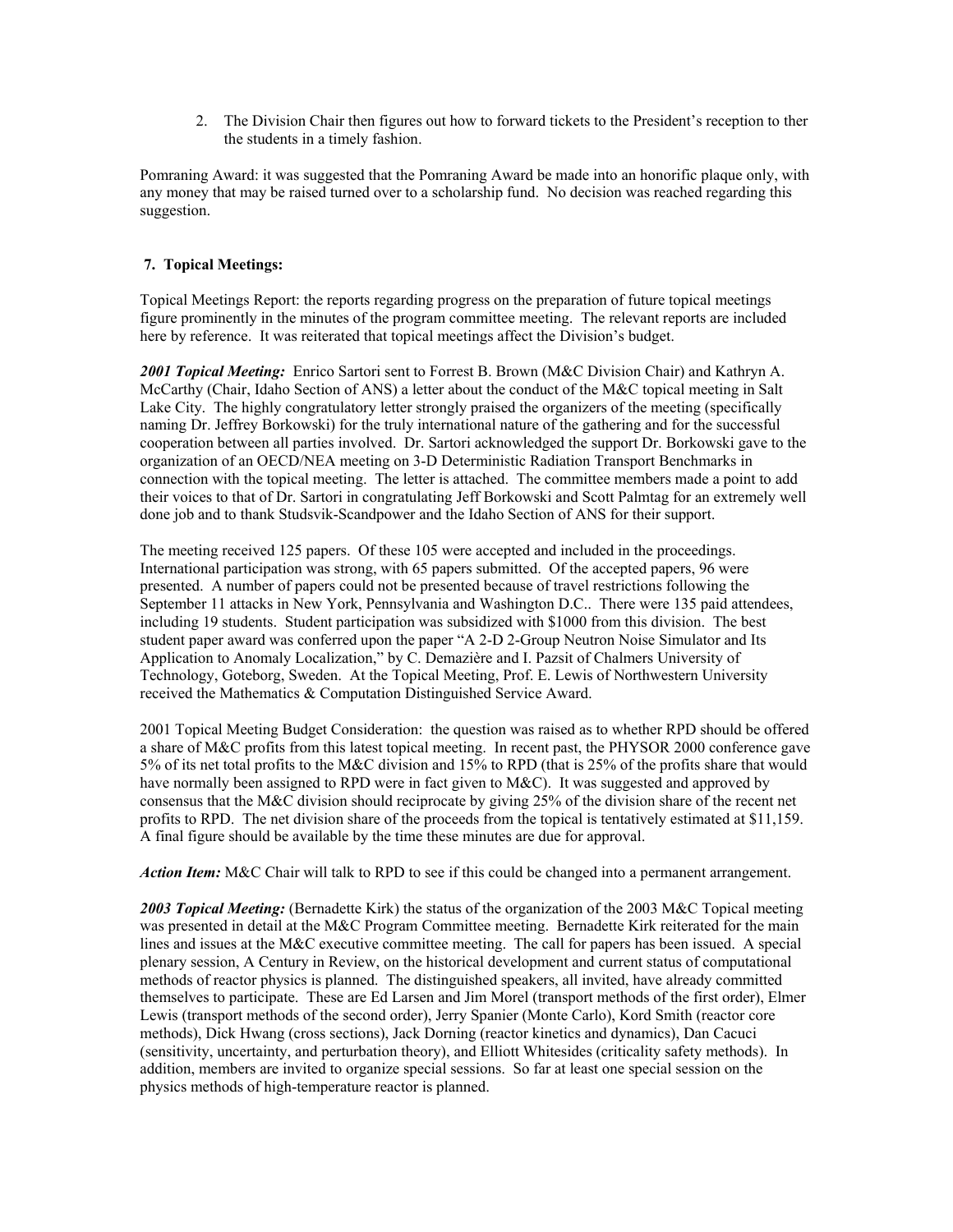2. The Division Chair then figures out how to forward tickets to the President's reception to ther the students in a timely fashion.

Pomraning Award: it was suggested that the Pomraning Award be made into an honorific plaque only, with any money that may be raised turned over to a scholarship fund. No decision was reached regarding this suggestion.

**7. Topical Meetings:**

Topical Meetings Report: the reports regarding progress on the preparation of future topical meetings figure prominently in the minutes of the program committee meeting. The relevant reports are included here by reference. It was reiterated that topical meetings affect the Division's budget.

***2001 Topical Meeting:*** Enrico Sartori sent to Forrest B. Brown (M&C Division Chair) and Kathryn A. McCarthy (Chair, Idaho Section of ANS) a letter about the conduct of the M&C topical meeting in Salt Lake City. The highly congratulatory letter strongly praised the organizers of the meeting (specifically naming Dr. Jeffrey Borkowski) for the truly international nature of the gathering and for the successful cooperation between all parties involved. Dr. Sartori acknowledged the support Dr. Borkowski gave to the organization of an OECD/NEA meeting on 3-D Deterministic Radiation Transport Benchmarks in connection with the topical meeting. The letter is attached. The committee members made a point to add their voices to that of Dr. Sartori in congratulating Jeff Borkowski and Scott Palmtag for an extremely well done job and to thank Studsvik-Scandpower and the Idaho Section of ANS for their support.

The meeting received 125 papers. Of these 105 were accepted and included in the proceedings. International participation was strong, with 65 papers submitted. Of the accepted papers, 96 were presented. A number of papers could not be presented because of travel restrictions following the September 11 attacks in New York, Pennsylvania and Washington D.C.. There were 135 paid attendees, including 19 students. Student participation was subsidized with $1000 from this division. The best student paper award was conferred upon the paper "A 2-D 2-Group Neutron Noise Simulator and Its Application to Anomaly Localization," by C. Demazière and I. Pazsit of Chalmers University of Technology, Goteborg, Sweden. At the Topical Meeting, Prof. E. Lewis of Northwestern University received the Mathematics & Computation Distinguished Service Award.

2001 Topical Meeting Budget Consideration: the question was raised as to whether RPD should be offered a share of M&C profits from this latest topical meeting. In recent past, the PHYSOR 2000 conference gave 5% of its net total profits to the M&C division and 15% to RPD (that is 25% of the profits share that would have normally been assigned to RPD were in fact given to M&C). It was suggested and approved by consensus that the M&C division should reciprocate by giving 25% of the division share of the recent net profits to RPD. The net division share of the proceeds from the topical is tentatively estimated at $11,159. A final figure should be available by the time these minutes are due for approval.

***Action Item:*** M&C Chair will talk to RPD to see if this could be changed into a permanent arrangement.

***2003 Topical Meeting:*** (Bernadette Kirk) the status of the organization of the 2003 M&C Topical meeting was presented in detail at the M&C Program Committee meeting. Bernadette Kirk reiterated for the main lines and issues at the M&C executive committee meeting. The call for papers has been issued. A special plenary session, A Century in Review, on the historical development and current status of computational methods of reactor physics is planned. The distinguished speakers, all invited, have already committed themselves to participate. These are Ed Larsen and Jim Morel (transport methods of the first order), Elmer Lewis (transport methods of the second order), Jerry Spanier (Monte Carlo), Kord Smith (reactor core methods), Dick Hwang (cross sections), Jack Dorning (reactor kinetics and dynamics), Dan Cacuci (sensitivity, uncertainty, and perturbation theory), and Elliott Whitesides (criticality safety methods). In addition, members are invited to organize special sessions. So far at least one special session on the physics methods of high-temperature reactor is planned.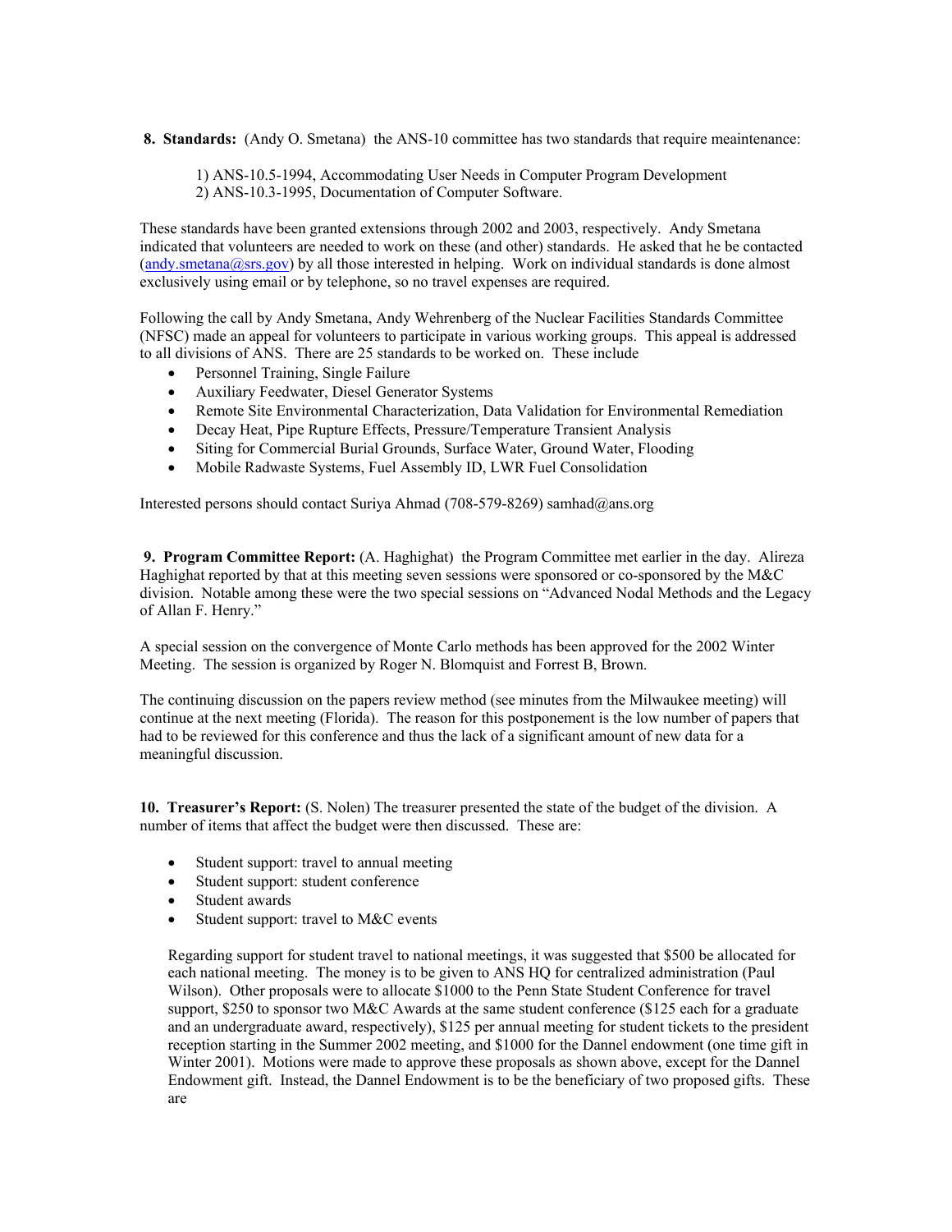**8. Standards:** (Andy O. Smetana) the ANS-10 committee has two standards that require meaintenance:

1) ANS-10.5-1994, Accommodating User Needs in Computer Program Development
2) ANS-10.3-1995, Documentation of Computer Software.

These standards have been granted extensions through 2002 and 2003, respectively. Andy Smetana indicated that volunteers are needed to work on these (and other) standards. He asked that he be contacted (andy.smetana@srs.gov) by all those interested in helping. Work on individual standards is done almost exclusively using email or by telephone, so no travel expenses are required.

Following the call by Andy Smetana, Andy Wehrenberg of the Nuclear Facilities Standards Committee (NFSC) made an appeal for volunteers to participate in various working groups. This appeal is addressed to all divisions of ANS. There are 25 standards to be worked on. These include

- Personnel Training, Single Failure
- Auxiliary Feedwater, Diesel Generator Systems
- Remote Site Environmental Characterization, Data Validation for Environmental Remediation
- Decay Heat, Pipe Rupture Effects, Pressure/Temperature Transient Analysis
- Siting for Commercial Burial Grounds, Surface Water, Ground Water, Flooding
- Mobile Radwaste Systems, Fuel Assembly ID, LWR Fuel Consolidation

Interested persons should contact Suriya Ahmad (708-579-8269) samhad@ans.org

**9. Program Committee Report:** (A. Haghighat) the Program Committee met earlier in the day. Alireza Haghighat reported by that at this meeting seven sessions were sponsored or co-sponsored by the M&C division. Notable among these were the two special sessions on "Advanced Nodal Methods and the Legacy of Allan F. Henry."

A special session on the convergence of Monte Carlo methods has been approved for the 2002 Winter Meeting. The session is organized by Roger N. Blomquist and Forrest B, Brown.

The continuing discussion on the papers review method (see minutes from the Milwaukee meeting) will continue at the next meeting (Florida). The reason for this postponement is the low number of papers that had to be reviewed for this conference and thus the lack of a significant amount of new data for a meaningful discussion.

**10. Treasurer's Report:** (S. Nolen) The treasurer presented the state of the budget of the division. A number of items that affect the budget were then discussed. These are:

- Student support: travel to annual meeting
- Student support: student conference
- Student awards
- Student support: travel to M&C events

Regarding support for student travel to national meetings, it was suggested that $500 be allocated for each national meeting. The money is to be given to ANS HQ for centralized administration (Paul Wilson). Other proposals were to allocate $1000 to the Penn State Student Conference for travel support, $250 to sponsor two M&C Awards at the same student conference ($125 each for a graduate and an undergraduate award, respectively), $125 per annual meeting for student tickets to the president reception starting in the Summer 2002 meeting, and $1000 for the Dannel endowment (one time gift in Winter 2001). Motions were made to approve these proposals as shown above, except for the Dannel Endowment gift. Instead, the Dannel Endowment is to be the beneficiary of two proposed gifts. These are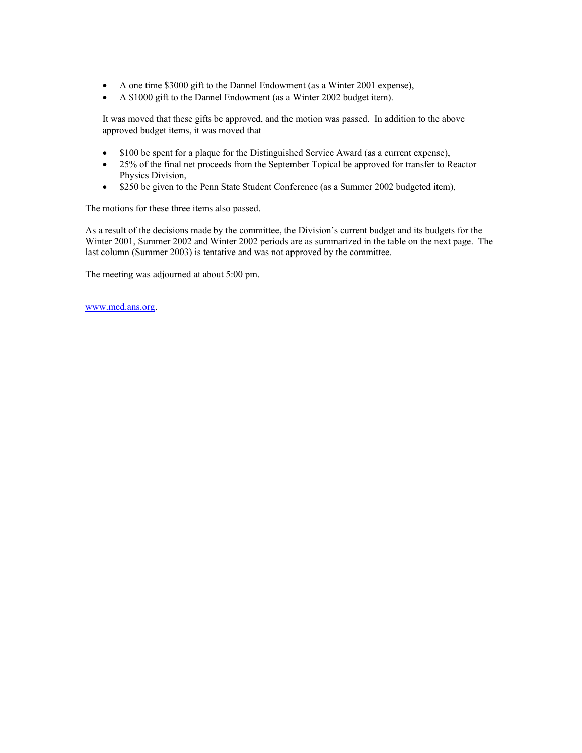- A one time $3000 gift to the Dannel Endowment (as a Winter 2001 expense),
- A $1000 gift to the Dannel Endowment (as a Winter 2002 budget item).

It was moved that these gifts be approved, and the motion was passed. In addition to the above approved budget items, it was moved that

- $100 be spent for a plaque for the Distinguished Service Award (as a current expense),
- 25% of the final net proceeds from the September Topical be approved for transfer to Reactor Physics Division,
- $250 be given to the Penn State Student Conference (as a Summer 2002 budgeted item),

The motions for these three items also passed.

As a result of the decisions made by the committee, the Division's current budget and its budgets for the Winter 2001, Summer 2002 and Winter 2002 periods are as summarized in the table on the next page. The last column (Summer 2003) is tentative and was not approved by the committee.

The meeting was adjourned at about 5:00 pm.

www.mcd.ans.org.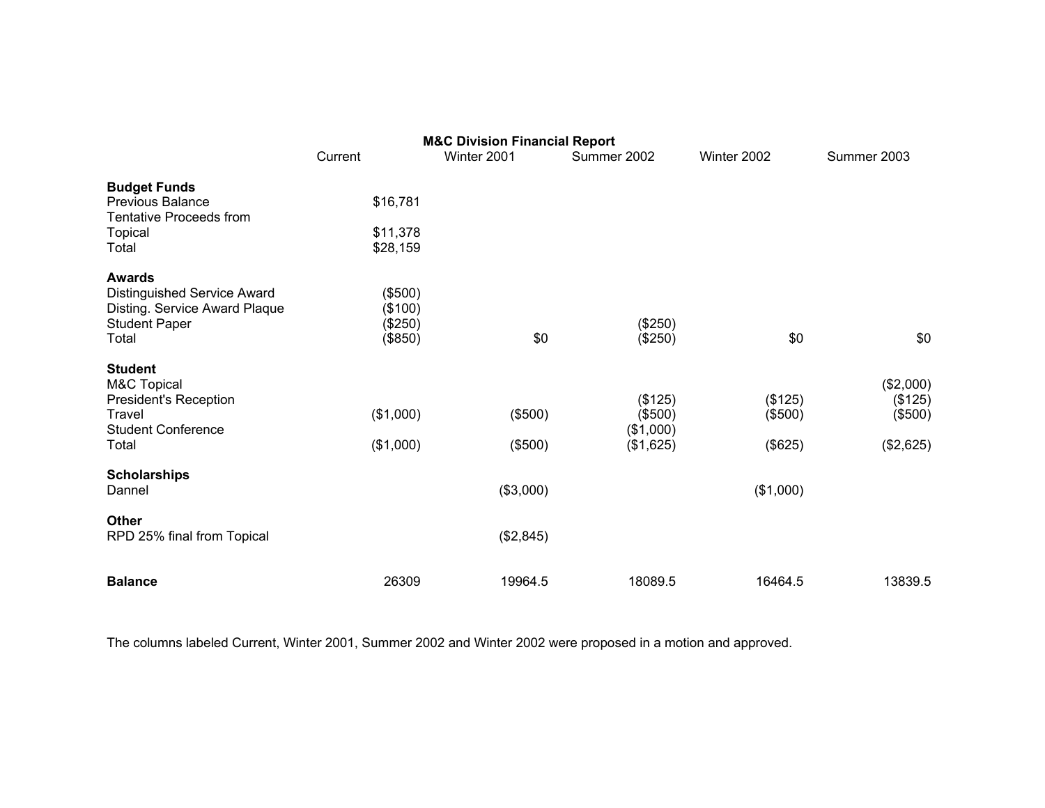## M&C Division Financial Report

| | Current | Winter 2001 | Summer 2002 | Winter 2002 | Summer 2003 |
|---|---|---|---|---|---|
| **Budget Funds** | | | | | |
| Previous Balance | $16,781 | | | | |
| Tentative Proceeds from Topical | $11,378 | | | | |
| Total | $28,159 | | | | |
| **Awards** | | | | | |
| Distinguished Service Award | ($500) | | | | |
| Disting. Service Award Plaque | ($100) | | | | |
| Student Paper | ($250) | | ($250) | | |
| Total | ($850) | $0 | ($250) | $0 | $0 |
| **Student** | | | | | |
| M&C Topical | | | | | ($2,000) |
| President's Reception | | | ($125) | ($125) | ($125) |
| Travel | ($1,000) | ($500) | ($500) | ($500) | ($500) |
| Student Conference | | | ($1,000) | | |
| Total | ($1,000) | ($500) | ($1,625) | ($625) | ($2,625) |
| **Scholarships** | | | | | |
| Dannel | | ($3,000) | | ($1,000) | |
| **Other** | | | | | |
| RPD 25% final from Topical | | ($2,845) | | | |
| **Balance** | 26309 | 19964.5 | 18089.5 | 16464.5 | 13839.5 |

The columns labeled Current, Winter 2001, Summer 2002 and Winter 2002 were proposed in a motion and approved.